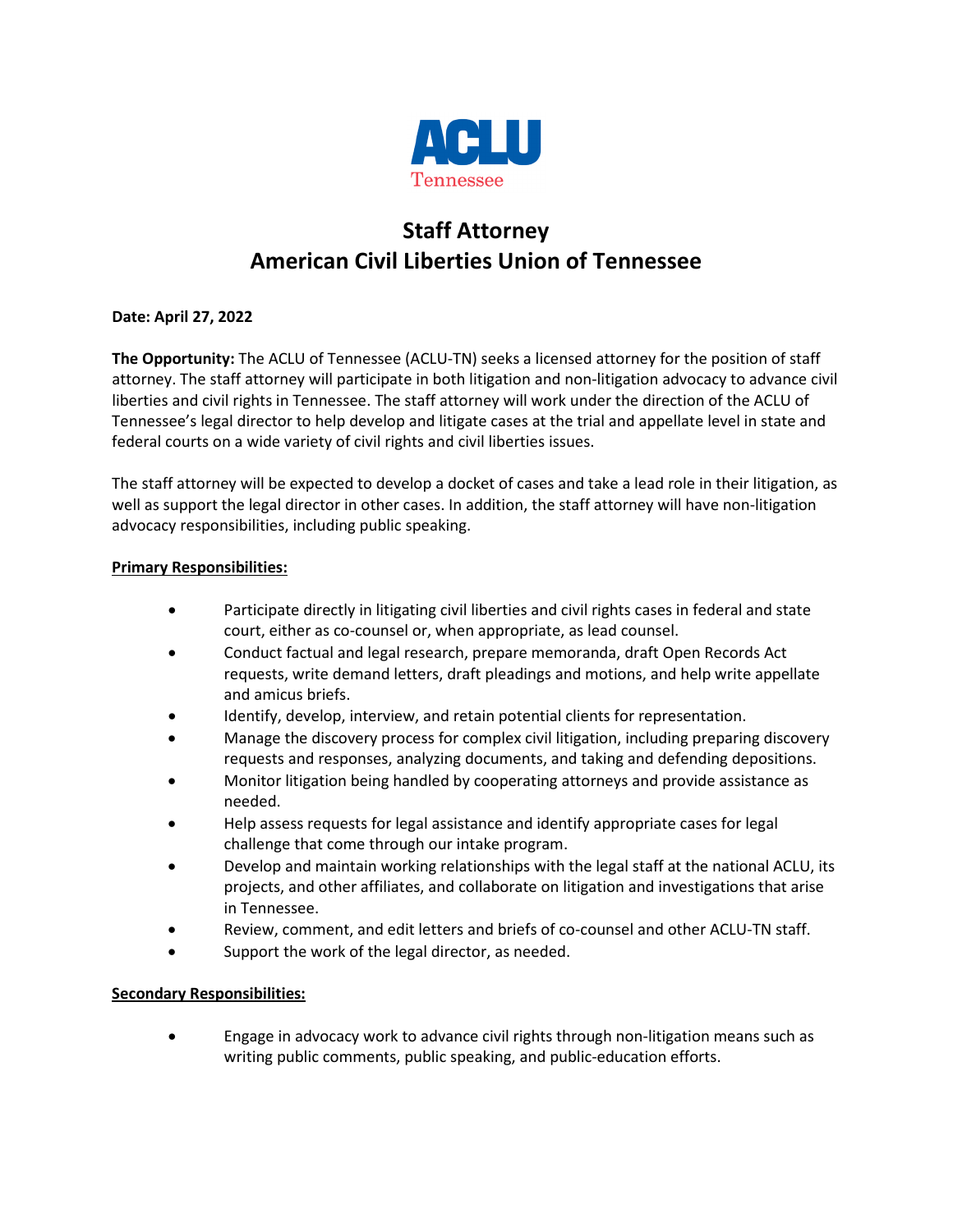ACLU
Tennessee

# Staff Attorney
# American Civil Liberties Union of Tennessee

**Date: April 27, 2022**

**The Opportunity:** The ACLU of Tennessee (ACLU-TN) seeks a licensed attorney for the position of staff attorney. The staff attorney will participate in both litigation and non-litigation advocacy to advance civil liberties and civil rights in Tennessee. The staff attorney will work under the direction of the ACLU of Tennessee's legal director to help develop and litigate cases at the trial and appellate level in state and federal courts on a wide variety of civil rights and civil liberties issues.

The staff attorney will be expected to develop a docket of cases and take a lead role in their litigation, as well as support the legal director in other cases. In addition, the staff attorney will have non-litigation advocacy responsibilities, including public speaking.

**Primary Responsibilities:**

- Participate directly in litigating civil liberties and civil rights cases in federal and state court, either as co-counsel or, when appropriate, as lead counsel.
- Conduct factual and legal research, prepare memoranda, draft Open Records Act requests, write demand letters, draft pleadings and motions, and help write appellate and amicus briefs.
- Identify, develop, interview, and retain potential clients for representation.
- Manage the discovery process for complex civil litigation, including preparing discovery requests and responses, analyzing documents, and taking and defending depositions.
- Monitor litigation being handled by cooperating attorneys and provide assistance as needed.
- Help assess requests for legal assistance and identify appropriate cases for legal challenge that come through our intake program.
- Develop and maintain working relationships with the legal staff at the national ACLU, its projects, and other affiliates, and collaborate on litigation and investigations that arise in Tennessee.
- Review, comment, and edit letters and briefs of co-counsel and other ACLU-TN staff.
- Support the work of the legal director, as needed.

**Secondary Responsibilities:**

- Engage in advocacy work to advance civil rights through non-litigation means such as writing public comments, public speaking, and public-education efforts.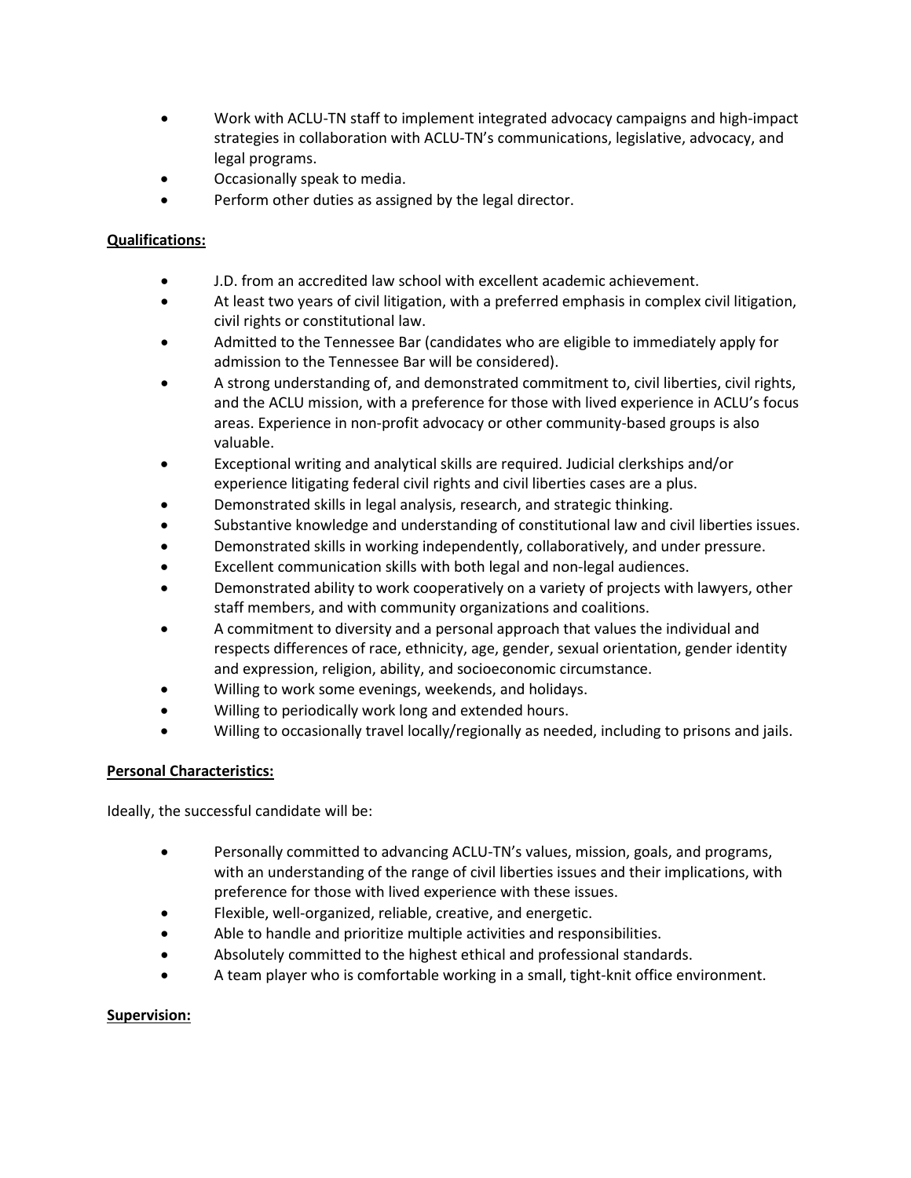- Work with ACLU-TN staff to implement integrated advocacy campaigns and high-impact strategies in collaboration with ACLU-TN's communications, legislative, advocacy, and legal programs.
- Occasionally speak to media.
- Perform other duties as assigned by the legal director.

**Qualifications:**

- J.D. from an accredited law school with excellent academic achievement.
- At least two years of civil litigation, with a preferred emphasis in complex civil litigation, civil rights or constitutional law.
- Admitted to the Tennessee Bar (candidates who are eligible to immediately apply for admission to the Tennessee Bar will be considered).
- A strong understanding of, and demonstrated commitment to, civil liberties, civil rights, and the ACLU mission, with a preference for those with lived experience in ACLU's focus areas. Experience in non-profit advocacy or other community-based groups is also valuable.
- Exceptional writing and analytical skills are required. Judicial clerkships and/or experience litigating federal civil rights and civil liberties cases are a plus.
- Demonstrated skills in legal analysis, research, and strategic thinking.
- Substantive knowledge and understanding of constitutional law and civil liberties issues.
- Demonstrated skills in working independently, collaboratively, and under pressure.
- Excellent communication skills with both legal and non-legal audiences.
- Demonstrated ability to work cooperatively on a variety of projects with lawyers, other staff members, and with community organizations and coalitions.
- A commitment to diversity and a personal approach that values the individual and respects differences of race, ethnicity, age, gender, sexual orientation, gender identity and expression, religion, ability, and socioeconomic circumstance.
- Willing to work some evenings, weekends, and holidays.
- Willing to periodically work long and extended hours.
- Willing to occasionally travel locally/regionally as needed, including to prisons and jails.

**Personal Characteristics:**

Ideally, the successful candidate will be:

- Personally committed to advancing ACLU-TN's values, mission, goals, and programs, with an understanding of the range of civil liberties issues and their implications, with preference for those with lived experience with these issues.
- Flexible, well-organized, reliable, creative, and energetic.
- Able to handle and prioritize multiple activities and responsibilities.
- Absolutely committed to the highest ethical and professional standards.
- A team player who is comfortable working in a small, tight-knit office environment.

**Supervision:**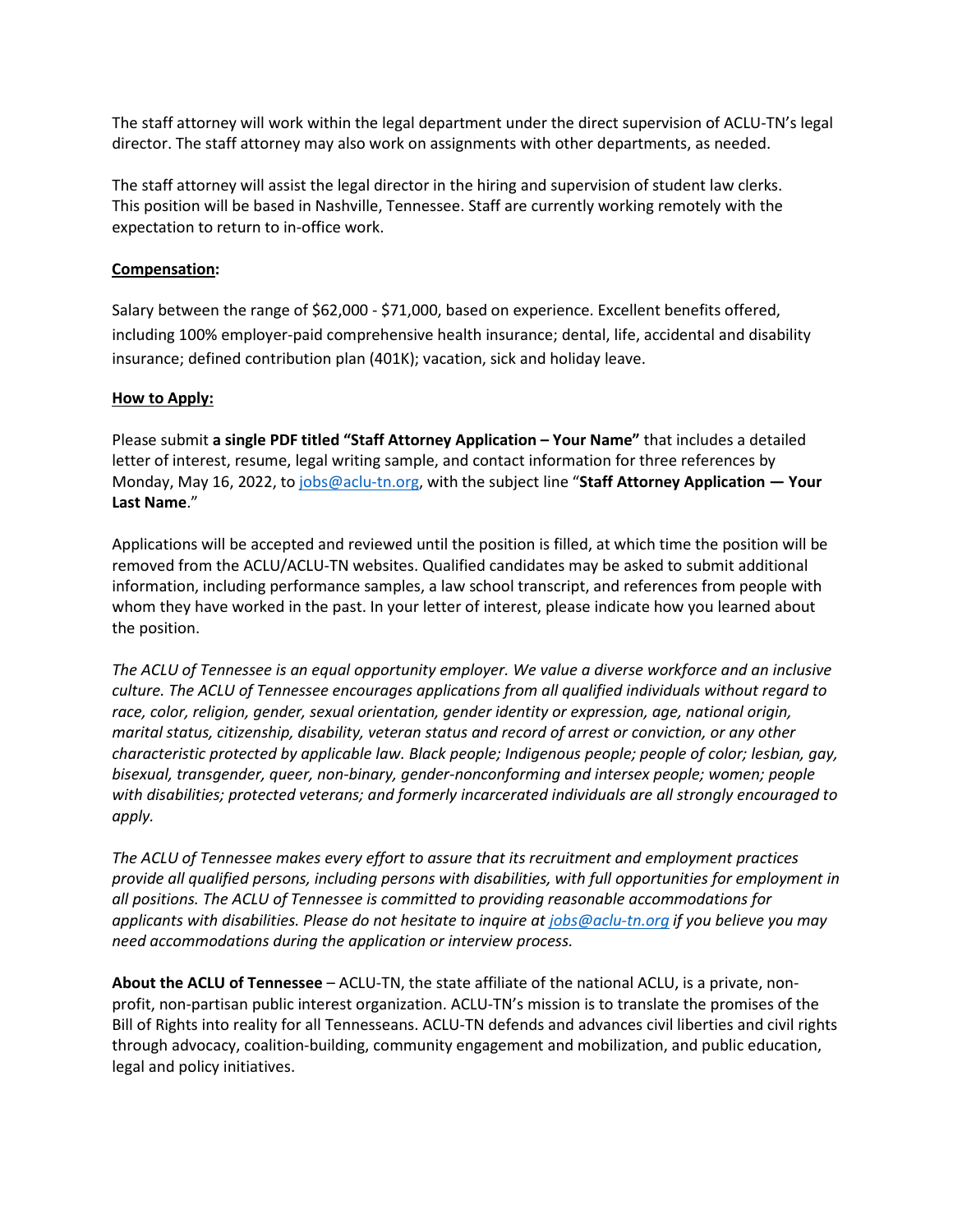The staff attorney will work within the legal department under the direct supervision of ACLU-TN's legal director. The staff attorney may also work on assignments with other departments, as needed.

The staff attorney will assist the legal director in the hiring and supervision of student law clerks. This position will be based in Nashville, Tennessee. Staff are currently working remotely with the expectation to return to in-office work.

**Compensation:**

Salary between the range of $62,000 - $71,000, based on experience. Excellent benefits offered, including 100% employer-paid comprehensive health insurance; dental, life, accidental and disability insurance; defined contribution plan (401K); vacation, sick and holiday leave.

**How to Apply:**

Please submit **a single PDF titled "Staff Attorney Application – Your Name"** that includes a detailed letter of interest, resume, legal writing sample, and contact information for three references by Monday, May 16, 2022, to jobs@aclu-tn.org, with the subject line "**Staff Attorney Application — Your Last Name**."

Applications will be accepted and reviewed until the position is filled, at which time the position will be removed from the ACLU/ACLU-TN websites. Qualified candidates may be asked to submit additional information, including performance samples, a law school transcript, and references from people with whom they have worked in the past. In your letter of interest, please indicate how you learned about the position.

*The ACLU of Tennessee is an equal opportunity employer. We value a diverse workforce and an inclusive culture. The ACLU of Tennessee encourages applications from all qualified individuals without regard to race, color, religion, gender, sexual orientation, gender identity or expression, age, national origin, marital status, citizenship, disability, veteran status and record of arrest or conviction, or any other characteristic protected by applicable law. Black people; Indigenous people; people of color; lesbian, gay, bisexual, transgender, queer, non-binary, gender-nonconforming and intersex people; women; people with disabilities; protected veterans; and formerly incarcerated individuals are all strongly encouraged to apply.*

*The ACLU of Tennessee makes every effort to assure that its recruitment and employment practices provide all qualified persons, including persons with disabilities, with full opportunities for employment in all positions. The ACLU of Tennessee is committed to providing reasonable accommodations for applicants with disabilities. Please do not hesitate to inquire at jobs@aclu-tn.org if you believe you may need accommodations during the application or interview process.*

**About the ACLU of Tennessee** – ACLU-TN, the state affiliate of the national ACLU, is a private, non-profit, non-partisan public interest organization. ACLU-TN's mission is to translate the promises of the Bill of Rights into reality for all Tennesseans. ACLU-TN defends and advances civil liberties and civil rights through advocacy, coalition-building, community engagement and mobilization, and public education, legal and policy initiatives.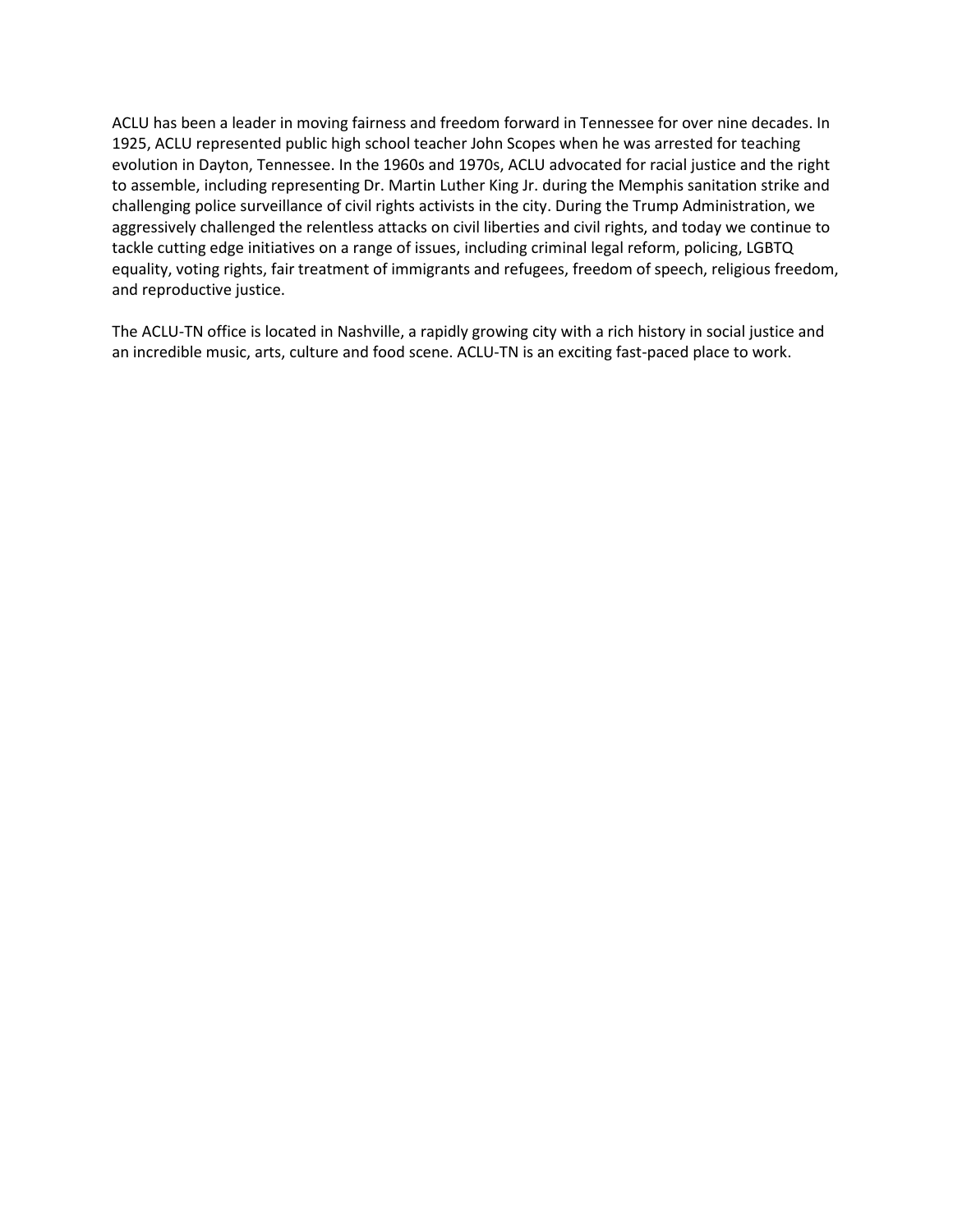ACLU has been a leader in moving fairness and freedom forward in Tennessee for over nine decades. In 1925, ACLU represented public high school teacher John Scopes when he was arrested for teaching evolution in Dayton, Tennessee. In the 1960s and 1970s, ACLU advocated for racial justice and the right to assemble, including representing Dr. Martin Luther King Jr. during the Memphis sanitation strike and challenging police surveillance of civil rights activists in the city. During the Trump Administration, we aggressively challenged the relentless attacks on civil liberties and civil rights, and today we continue to tackle cutting edge initiatives on a range of issues, including criminal legal reform, policing, LGBTQ equality, voting rights, fair treatment of immigrants and refugees, freedom of speech, religious freedom, and reproductive justice.

The ACLU-TN office is located in Nashville, a rapidly growing city with a rich history in social justice and an incredible music, arts, culture and food scene. ACLU-TN is an exciting fast-paced place to work.